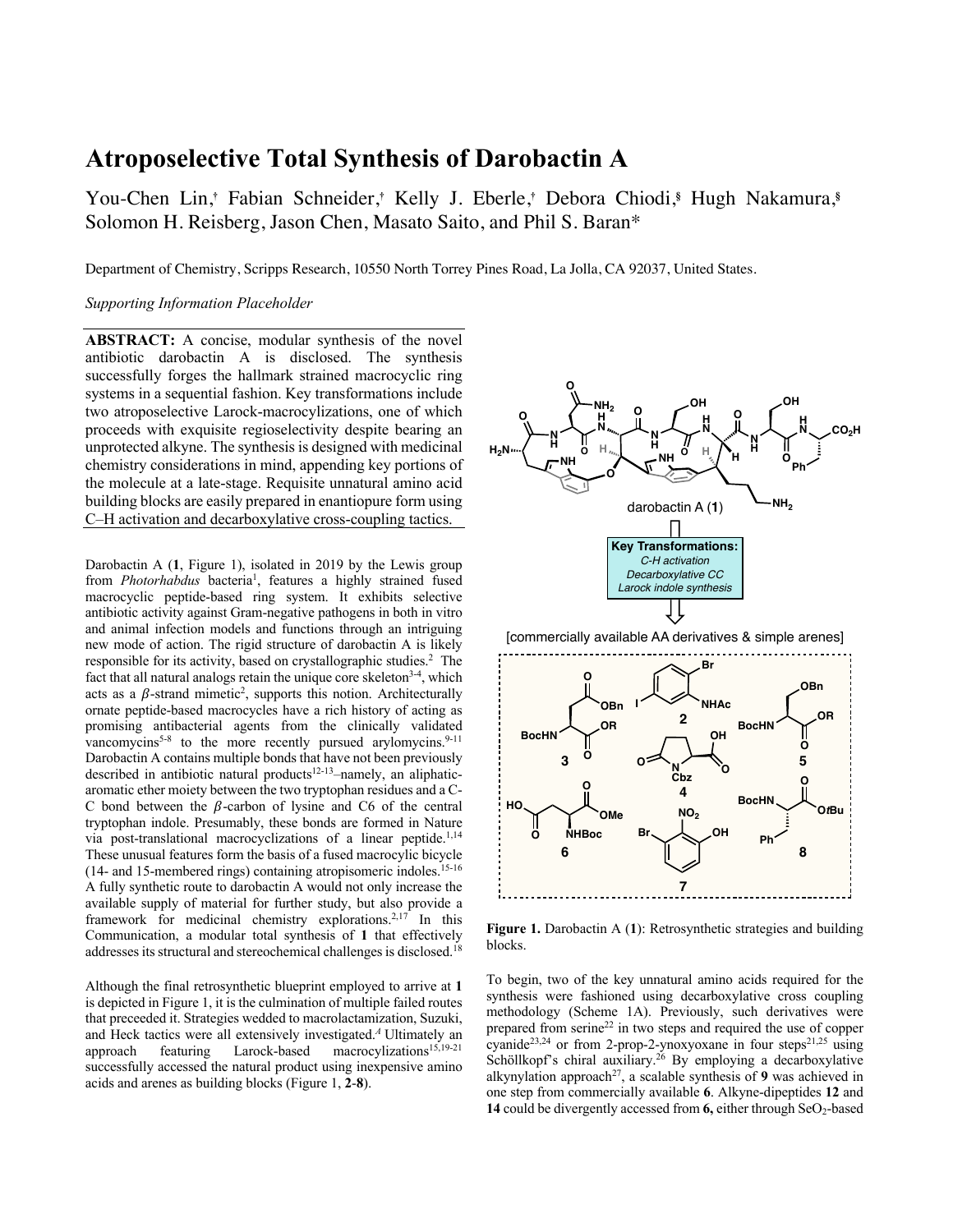# Atroposelective Total Synthesis of Darobactin A

You-Chen Lin,[†] Fabian Schneider,[†] Kelly J. Eberle,[†] Debora Chiodi,[§] Hugh Nakamura,[§] Solomon H. Reisberg, Jason Chen, Masato Saito, and Phil S. Baran*

Department of Chemistry, Scripps Research, 10550 North Torrey Pines Road, La Jolla, CA 92037, United States.

*Supporting Information Placeholder*

**ABSTRACT:** A concise, modular synthesis of the novel antibiotic darobactin A is disclosed. The synthesis successfully forges the hallmark strained macrocyclic ring systems in a sequential fashion. Key transformations include two atroposelective Larock-macrocylizations, one of which proceeds with exquisite regioselectivity despite bearing an unprotected alkyne. The synthesis is designed with medicinal chemistry considerations in mind, appending key portions of the molecule at a late-stage. Requisite unnatural amino acid building blocks are easily prepared in enantiopure form using C–H activation and decarboxylative cross-coupling tactics.

Darobactin A (**1**, Figure 1), isolated in 2019 by the Lewis group from *Photorhabdus* bacteria[1], features a highly strained fused macrocyclic peptide-based ring system. It exhibits selective antibiotic activity against Gram-negative pathogens in both in vitro and animal infection models and functions through an intriguing new mode of action. The rigid structure of darobactin A is likely responsible for its activity, based on crystallographic studies.[2] The fact that all natural analogs retain the unique core skeleton[3-4], which acts as a $\beta$-strand mimetic[2], supports this notion. Architecturally ornate peptide-based macrocycles have a rich history of acting as promising antibacterial agents from the clinically validated vancomycins[5-8] to the more recently pursued arylomycins.[9-11] Darobactin A contains multiple bonds that have not been previously described in antibiotic natural products[12-13]–namely, an aliphatic-aromatic ether moiety between the two tryptophan residues and a C-C bond between the $\beta$-carbon of lysine and C6 of the central tryptophan indole. Presumably, these bonds are formed in Nature via post-translational macrocyclizations of a linear peptide.[1,14] These unusual features form the basis of a fused macrocylic bicycle (14- and 15-membered rings) containing atropisomeric indoles.[15-16] A fully synthetic route to darobactin A would not only increase the available supply of material for further study, but also provide a framework for medicinal chemistry explorations.[2,17] In this Communication, a modular total synthesis of **1** that effectively addresses its structural and stereochemical challenges is disclosed.[18]

Although the final retrosynthetic blueprint employed to arrive at **1** is depicted in Figure 1, it is the culmination of multiple failed routes that preceeded it. Strategies wedded to macrolactamization, Suzuki, and Heck tactics were all extensively investigated.[4] Ultimately an approach featuring Larock-based macrocylizations[15,19-21] successfully accessed the natural product using inexpensive amino acids and arenes as building blocks (Figure 1, **2**-**8**).

**Figure 1.** Darobactin A (**1**): Retrosynthetic strategies and building blocks.

To begin, two of the key unnatural amino acids required for the synthesis were fashioned using decarboxylative cross coupling methodology (Scheme 1A). Previously, such derivatives were prepared from serine[22] in two steps and required the use of copper cyanide[23,24] or from 2-prop-2-ynoxyoxane in four steps[21,25] using Schöllkopf's chiral auxiliary.[26] By employing a decarboxylative alkynylation approach[27], a scalable synthesis of **9** was achieved in one step from commercially available **6**. Alkyne-dipeptides **12** and **14** could be divergently accessed from **6,** either through $SeO_2$-based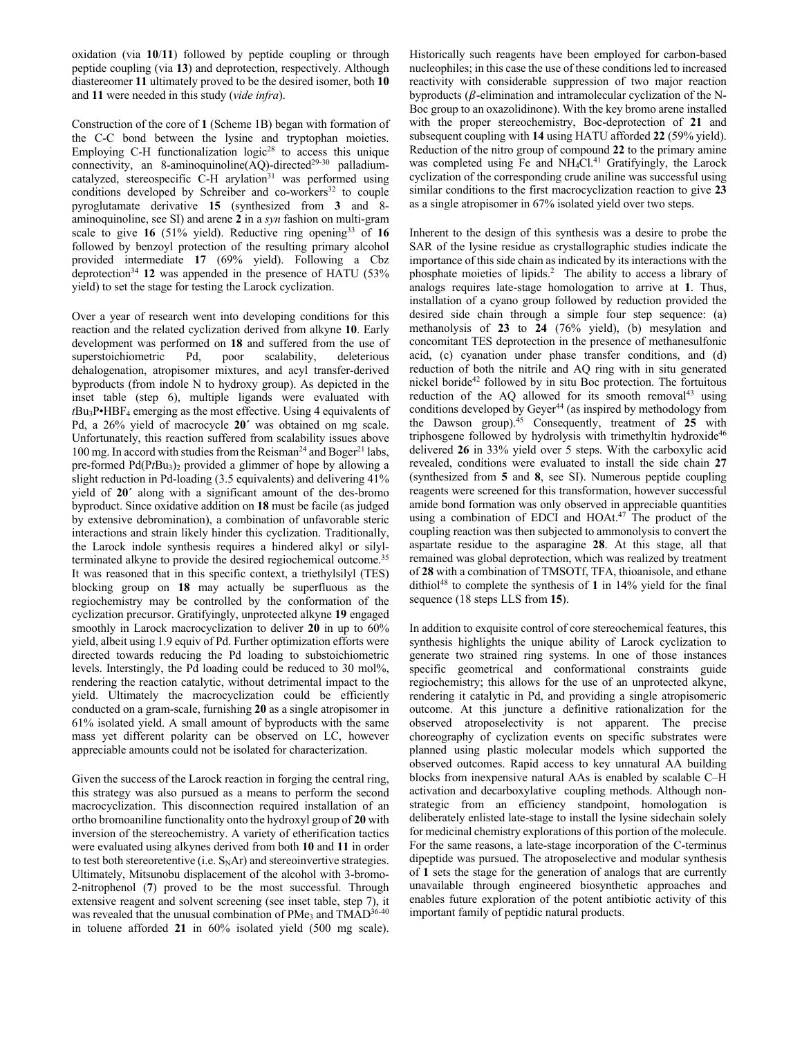oxidation (via **10**/**11**) followed by peptide coupling or through peptide coupling (via **13**) and deprotection, respectively. Although diastereomer **11** ultimately proved to be the desired isomer, both **10** and **11** were needed in this study (*vide infra*).

Construction of the core of **1** (Scheme 1B) began with formation of the C-C bond between the lysine and tryptophan moieties. Employing C-H functionalization logic[28] to access this unique connectivity, an 8-aminoquinoline(AQ)-directed[29-30] palladium-catalyzed, stereospecific C-H arylation[31] was performed using conditions developed by Schreiber and co-workers[32] to couple pyroglutamate derivative **15** (synthesized from **3** and 8-aminoquinoline, see SI) and arene **2** in a *syn* fashion on multi-gram scale to give **16** (51% yield). Reductive ring opening[33] of **16** followed by benzoyl protection of the resulting primary alcohol provided intermediate **17** (69% yield). Following a Cbz deprotection[34] **12** was appended in the presence of HATU (53% yield) to set the stage for testing the Larock cyclization.

Over a year of research went into developing conditions for this reaction and the related cyclization derived from alkyne **10**. Early development was performed on **18** and suffered from the use of superstoichiometric Pd, poor scalability, deleterious dehalogenation, atropisomer mixtures, and acyl transfer-derived byproducts (from indole N to hydroxy group). As depicted in the inset table (step 6), multiple ligands were evaluated with $t\text{Bu}_3\text{P}\cdot\text{HBF}_4$ emerging as the most effective. Using 4 equivalents of Pd, a 26% yield of macrocycle **20´** was obtained on mg scale. Unfortunately, this reaction suffered from scalability issues above 100 mg. In accord with studies from the Reisman[24] and Boger[21] labs, pre-formed $\text{Pd}(\text{P}t\text{Bu}_3)_2$ provided a glimmer of hope by allowing a slight reduction in Pd-loading (3.5 equivalents) and delivering 41% yield of **20´** along with a significant amount of the des-bromo byproduct. Since oxidative addition on **18** must be facile (as judged by extensive debromination), a combination of unfavorable steric interactions and strain likely hinder this cyclization. Traditionally, the Larock indole synthesis requires a hindered alkyl or silyl-terminated alkyne to provide the desired regiochemical outcome.[35] It was reasoned that in this specific context, a triethylsilyl (TES) blocking group on **18** may actually be superfluous as the regiochemistry may be controlled by the conformation of the cyclization precursor. Gratifyingly, unprotected alkyne **19** engaged smoothly in Larock macrocyclization to deliver **20** in up to 60% yield, albeit using 1.9 equiv of Pd. Further optimization efforts were directed towards reducing the Pd loading to substoichiometric levels. Interstingly, the Pd loading could be reduced to 30 mol%, rendering the reaction catalytic, without detrimental impact to the yield. Ultimately the macrocyclization could be efficiently conducted on a gram-scale, furnishing **20** as a single atropisomer in 61% isolated yield. A small amount of byproducts with the same mass yet different polarity can be observed on LC, however appreciable amounts could not be isolated for characterization.

Given the success of the Larock reaction in forging the central ring, this strategy was also pursued as a means to perform the second macrocyclization. This disconnection required installation of an ortho bromoaniline functionality onto the hydroxyl group of **20** with inversion of the stereochemistry. A variety of etherification tactics were evaluated using alkynes derived from both **10** and **11** in order to test both stereoretentive (i.e. $\text{S}_\text{N}\text{Ar}$) and stereoinvertive strategies. Ultimately, Mitsunobu displacement of the alcohol with 3-bromo-2-nitrophenol (**7**) proved to be the most successful. Through extensive reagent and solvent screening (see inset table, step 7), it was revealed that the unusual combination of $\text{PMe}_3$ and TMAD[36-40] in toluene afforded **21** in 60% isolated yield (500 mg scale). Historically such reagents have been employed for carbon-based nucleophiles; in this case the use of these conditions led to increased reactivity with considerable suppression of two major reaction byproducts ($\beta$-elimination and intramolecular cyclization of the N-Boc group to an oxazolidinone). With the key bromo arene installed with the proper stereochemistry, Boc-deprotection of **21** and subsequent coupling with **14** using HATU afforded **22** (59% yield). Reduction of the nitro group of compound **22** to the primary amine was completed using Fe and $\text{NH}_4\text{Cl}$.[41] Gratifyingly, the Larock cyclization of the corresponding crude aniline was successful using similar conditions to the first macrocyclization reaction to give **23** as a single atropisomer in 67% isolated yield over two steps.

Inherent to the design of this synthesis was a desire to probe the SAR of the lysine residue as crystallographic studies indicate the importance of this side chain as indicated by its interactions with the phosphate moieties of lipids.[2] The ability to access a library of analogs requires late-stage homologation to arrive at **1**. Thus, installation of a cyano group followed by reduction provided the desired side chain through a simple four step sequence: (a) methanolysis of **23** to **24** (76% yield), (b) mesylation and concomitant TES deprotection in the presence of methanesulfonic acid, (c) cyanation under phase transfer conditions, and (d) reduction of both the nitrile and AQ ring with in situ generated nickel boride[42] followed by in situ Boc protection. The fortuitous reduction of the AQ allowed for its smooth removal[43] using conditions developed by Geyer[44] (as inspired by methodology from the Dawson group).[45] Consequently, treatment of **25** with triphosgene followed by hydrolysis with trimethyltin hydroxide[46] delivered **26** in 33% yield over 5 steps. With the carboxylic acid revealed, conditions were evaluated to install the side chain **27** (synthesized from **5** and **8**, see SI). Numerous peptide coupling reagents were screened for this transformation, however successful amide bond formation was only observed in appreciable quantities using a combination of EDCI and HOAt.[47] The product of the coupling reaction was then subjected to ammonolysis to convert the aspartate residue to the asparagine **28**. At this stage, all that remained was global deprotection, which was realized by treatment of **28** with a combination of TMSOTf, TFA, thioanisole, and ethane dithiol[48] to complete the synthesis of **1** in 14% yield for the final sequence (18 steps LLS from **15**).

In addition to exquisite control of core stereochemical features, this synthesis highlights the unique ability of Larock cyclization to generate two strained ring systems. In one of those instances specific geometrical and conformational constraints guide regiochemistry; this allows for the use of an unprotected alkyne, rendering it catalytic in Pd, and providing a single atropisomeric outcome. At this juncture a definitive rationalization for the observed atroposelectivity is not apparent. The precise choreography of cyclization events on specific substrates were planned using plastic molecular models which supported the observed outcomes. Rapid access to key unnatural AA building blocks from inexpensive natural AAs is enabled by scalable C–H activation and decarboxylative coupling methods. Although non-strategic from an efficiency standpoint, homologation is deliberately enlisted late-stage to install the lysine sidechain solely for medicinal chemistry explorations of this portion of the molecule. For the same reasons, a late-stage incorporation of the C-terminus dipeptide was pursued. The atroposelective and modular synthesis of **1** sets the stage for the generation of analogs that are currently unavailable through engineered biosynthetic approaches and enables future exploration of the potent antibiotic activity of this important family of peptidic natural products.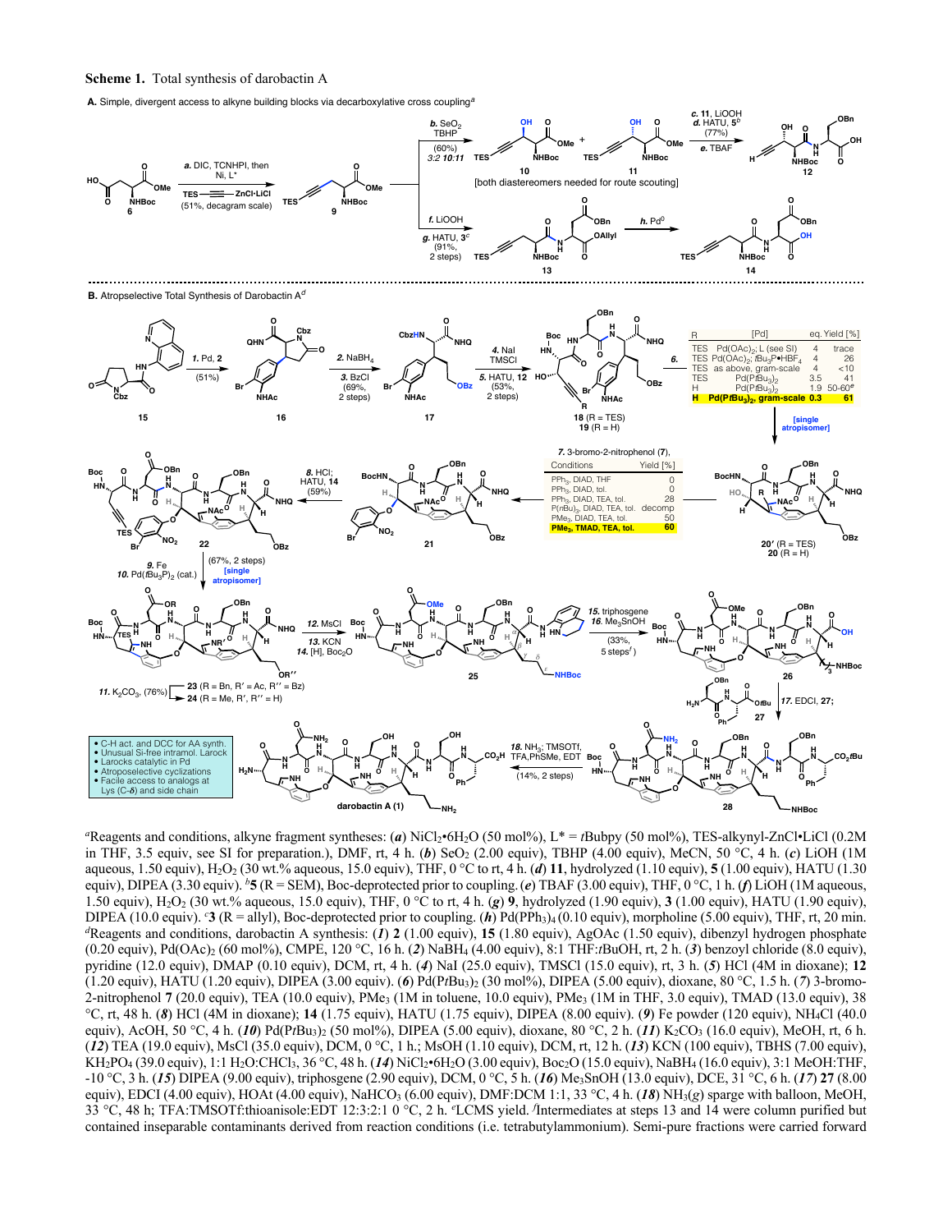**Scheme 1.** Total synthesis of darobactin A

**A.** Simple, divergent access to alkyne building blocks via decarboxylative cross coupling[a]

**B.** Atropselective Total Synthesis of Darobactin A[d]

| R | [Pd] | eq. | Yield [%] |
|---|---|---|---|
| TES | Pd(OAc)$_2$; L (see SI) | 4 | trace |
| TES | Pd(OAc)$_2$; $t$Bu$_3$P•HBF$_4$ | 4 | 26 |
| TES | as above, gram-scale | 4 | <10 |
| TES | Pd(P$t$Bu$_3$)$_2$ | 3.5 | 41 |
| H | Pd(P$t$Bu$_3$)$_2$ | 1.9 | 50-60[e] |
| **H** | **Pd(P$t$Bu$_3$)$_2$, gram-scale** | **0.3** | **61** |

*7.* 3-bromo-2-nitrophenol (**7**),

| Conditions | Yield [%] |
|---|---|
| PPh$_3$, DIAD, THF | 0 |
| PPh$_3$, DIAD, tol. | 0 |
| PPh$_3$, DIAD, TEA, tol. | 28 |
| P($n$Bu)$_3$, DIAD, TEA, tol. | decomp |
| PMe$_3$, DIAD, TEA, tol. | 50 |
| **PMe$_3$, TMAD, TEA, tol.** | **60** |

- C-H act. and DCC for AA synth.
- Unusual Si-free intramol. Larock
- Larocks catalytic in Pd
- Atroposelective cyclizations
- Facile access to analogs at Lys (C-δ) and side chain

[a]Reagents and conditions, alkyne fragment syntheses: (*a*) $NiCl_2$•$6H_2O$ (50 mol%), L* = $t$Bubpy (50 mol%), TES-alkynyl-ZnCl•LiCl (0.2M in THF, 3.5 equiv, see SI for preparation.), DMF, rt, 4 h. (*b*) $SeO_2$ (2.00 equiv), TBHP (4.00 equiv), MeCN, 50 °C, 4 h. (*c*) LiOOH (1M aqueous, 1.50 equiv), $H_2O_2$ (30 wt.% aqueous, 15.0 equiv), THF, 0 °C to rt, 4 h. (*d*) **11**, hydrolyzed (1.10 equiv), **5** (1.00 equiv), HATU (1.30 equiv), DIPEA (3.30 equiv). [b]**5** (R = SEM), Boc-deprotected prior to coupling. (*e*) TBAF (3.00 equiv), THF, 0 °C, 1 h. (*f*) LiOH (1M aqueous, 1.50 equiv), $H_2O_2$ (30 wt.% aqueous, 15.0 equiv), THF, 0 °C to rt, 4 h. (*g*) **9**, hydrolyzed (1.90 equiv), **3** (1.00 equiv), HATU (1.90 equiv), DIPEA (10.0 equiv). [c]**3** (R = allyl), Boc-deprotected prior to coupling. (*h*) Pd(PPh$_3$)$_4$ (0.10 equiv), morpholine (5.00 equiv), THF, rt, 20 min. [d]Reagents and conditions, darobactin A synthesis: (***1***) **2** (1.00 equiv), **15** (1.80 equiv), AgOAc (1.50 equiv), dibenzyl hydrogen phosphate (0.20 equiv), Pd(OAc)$_2$ (60 mol%), CMPE, 120 °C, 16 h. (***2***) $NaBH_4$ (4.00 equiv), 8:1 THF:$t$BuOH, rt, 2 h. (***3***) benzoyl chloride (8.0 equiv), pyridine (12.0 equiv), DMAP (0.10 equiv), DCM, rt, 4 h. (***4***) NaI (25.0 equiv), TMSCl (15.0 equiv), rt, 3 h. (***5***) HCl (4M in dioxane); **12** (1.20 equiv), HATU (1.20 equiv), DIPEA (3.00 equiv). (***6***) Pd(P$t$Bu$_3$)$_2$ (30 mol%), DIPEA (5.00 equiv), dioxane, 80 °C, 1.5 h. (***7***) 3-bromo-2-nitrophenol **7** (20.0 equiv), TEA (10.0 equiv), PMe$_3$ (1M in toluene, 10.0 equiv), PMe$_3$ (1M in THF, 3.0 equiv), TMAD (13.0 equiv), 38 °C, rt, 48 h. (***8***) HCl (4M in dioxane); **14** (1.75 equiv), HATU (1.75 equiv), DIPEA (8.00 equiv). (***9***) Fe powder (120 equiv), $NH_4Cl$ (40.0 equiv), AcOH, 50 °C, 4 h. (***10***) Pd(P$t$Bu$_3$)$_2$ (50 mol%), DIPEA (5.00 equiv), dioxane, 80 °C, 2 h. (***11***) $K_2CO_3$ (16.0 equiv), MeOH, rt, 6 h. (***12***) TEA (19.0 equiv), MsCl (35.0 equiv), DCM, 0 °C, 1 h.; MsOH (1.10 equiv), DCM, rt, 12 h. (***13***) KCN (100 equiv), TBHS (7.00 equiv), $KH_2PO_4$ (39.0 equiv), 1:1 $H_2O$:$CHCl_3$, 36 °C, 48 h. (***14***) $NiCl_2$•$6H_2O$ (3.00 equiv), $Boc_2O$ (15.0 equiv), $NaBH_4$ (16.0 equiv), 3:1 MeOH:THF, -10 °C, 3 h. (***15***) DIPEA (9.00 equiv), triphosgene (2.90 equiv), DCM, 0 °C, 5 h. (***16***) $Me_3SnOH$ (13.0 equiv), DCE, 31 °C, 6 h. (***17***) **27** (8.00 equiv), EDCI (4.00 equiv), HOAt (4.00 equiv), $NaHCO_3$ (6.00 equiv), DMF:DCM 1:1, 33 °C, 4 h. (***18***) $NH_3$(g) sparge with balloon, MeOH, 33 °C, 48 h; TFA:TMSOTf:thioanisole:EDT 12:3:2:1 0 °C, 2 h. [e]LCMS yield. [f]Intermediates at steps 13 and 14 were column purified but contained inseparable contaminants derived from reaction conditions (i.e. tetrabutylammonium). Semi-pure fractions were carried forward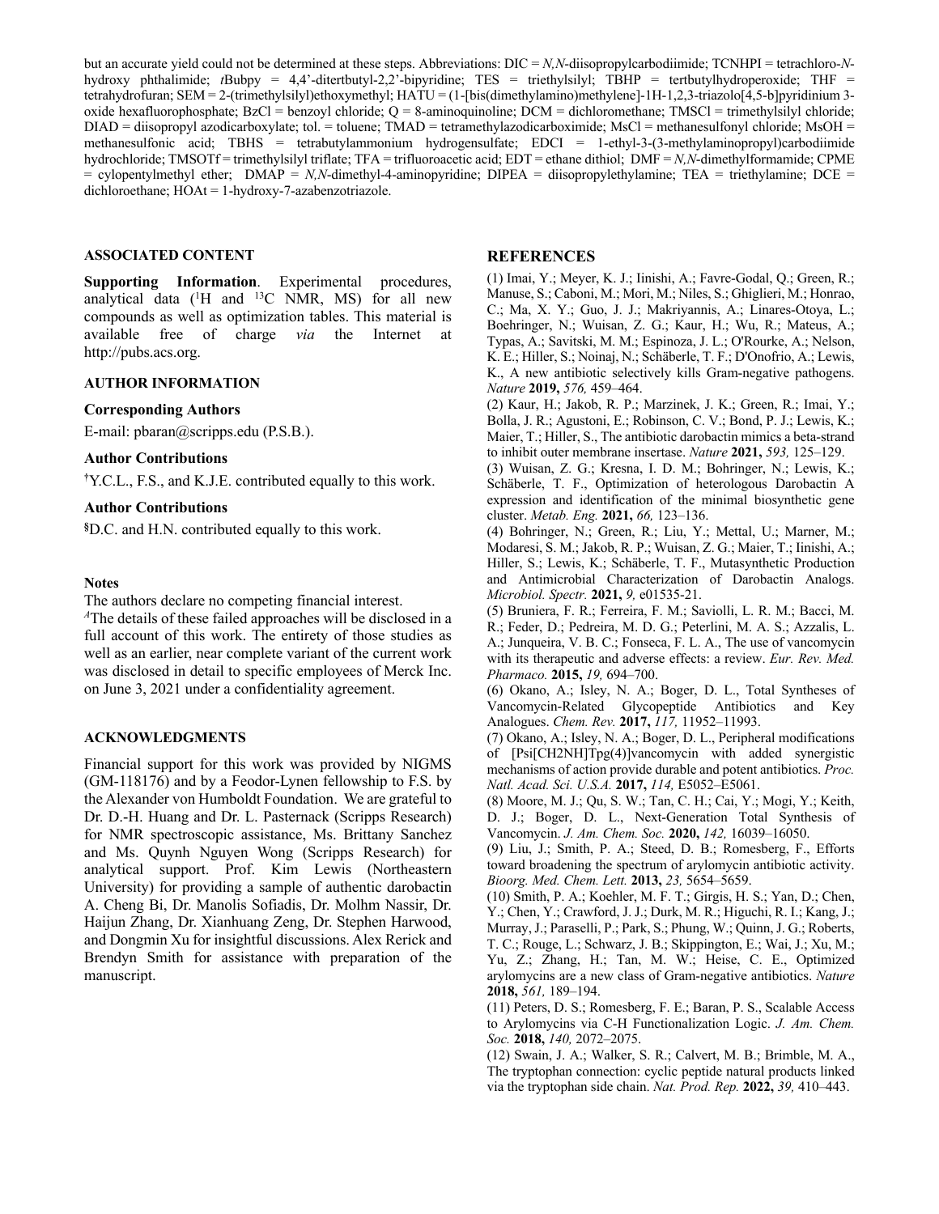but an accurate yield could not be determined at these steps. Abbreviations: DIC = *N,N*-diisopropylcarbodiimide; TCNHPI = tetrachloro-*N*-hydroxy phthalimide; *t*Bubpy = 4,4'-ditertbutyl-2,2'-bipyridine; TES = triethylsilyl; TBHP = tertbutylhydroperoxide; THF = tetrahydrofuran; SEM = 2-(trimethylsilyl)ethoxymethyl; HATU = (1-[bis(dimethylamino)methylene]-1H-1,2,3-triazolo[4,5-b]pyridinium 3-oxide hexafluorophosphate; BzCl = benzoyl chloride; Q = 8-aminoquinoline; DCM = dichloromethane; TMSCl = trimethylsilyl chloride; DIAD = diisopropyl azodicarboxylate; tol. = toluene; TMAD = tetramethylazodicarboximide; MsCl = methanesulfonyl chloride; MsOH = methanesulfonic acid; TBHS = tetrabutylammonium hydrogensulfate; EDCI = 1-ethyl-3-(3-methylaminopropyl)carbodiimide hydrochloride; TMSOTf = trimethylsilyl triflate; TFA = trifluoroacetic acid; EDT = ethane dithiol; DMF = *N,N*-dimethylformamide; CPME = cylopentylmethyl ether; DMAP = *N,N*-dimethyl-4-aminopyridine; DIPEA = diisopropylethylamine; TEA = triethylamine; DCE = dichloroethane; HOAt = 1-hydroxy-7-azabenzotriazole.

### ASSOCIATED CONTENT

**Supporting Information**. Experimental procedures, analytical data ($^{1}$H and $^{13}$C NMR, MS) for all new compounds as well as optimization tables. This material is available free of charge *via* the Internet at http://pubs.acs.org.

### AUTHOR INFORMATION

#### Corresponding Authors

E-mail: pbaran@scripps.edu (P.S.B.).

#### Author Contributions

[†]Y.C.L., F.S., and K.J.E. contributed equally to this work.

#### Author Contributions

[§]D.C. and H.N. contributed equally to this work.

#### Notes

The authors declare no competing financial interest.

[A]The details of these failed approaches will be disclosed in a full account of this work. The entirety of those studies as well as an earlier, near complete variant of the current work was disclosed in detail to specific employees of Merck Inc. on June 3, 2021 under a confidentiality agreement.

### ACKNOWLEDGMENTS

Financial support for this work was provided by NIGMS (GM-118176) and by a Feodor-Lynen fellowship to F.S. by the Alexander von Humboldt Foundation. We are grateful to Dr. D.-H. Huang and Dr. L. Pasternack (Scripps Research) for NMR spectroscopic assistance, Ms. Brittany Sanchez and Ms. Quynh Nguyen Wong (Scripps Research) for analytical support. Prof. Kim Lewis (Northeastern University) for providing a sample of authentic darobactin A. Cheng Bi, Dr. Manolis Sofiadis, Dr. Molhm Nassir, Dr. Haijun Zhang, Dr. Xianhuang Zeng, Dr. Stephen Harwood, and Dongmin Xu for insightful discussions. Alex Rerick and Brendyn Smith for assistance with preparation of the manuscript.

## REFERENCES

(1) Imai, Y.; Meyer, K. J.; Iinishi, A.; Favre-Godal, Q.; Green, R.; Manuse, S.; Caboni, M.; Mori, M.; Niles, S.; Ghiglieri, M.; Honrao, C.; Ma, X. Y.; Guo, J. J.; Makriyannis, A.; Linares-Otoya, L.; Boehringer, N.; Wuisan, Z. G.; Kaur, H.; Wu, R.; Mateus, A.; Typas, A.; Savitski, M. M.; Espinoza, J. L.; O'Rourke, A.; Nelson, K. E.; Hiller, S.; Noinaj, N.; Schäberle, T. F.; D'Onofrio, A.; Lewis, K., A new antibiotic selectively kills Gram-negative pathogens. *Nature* **2019,** *576,* 459–464.

(2) Kaur, H.; Jakob, R. P.; Marzinek, J. K.; Green, R.; Imai, Y.; Bolla, J. R.; Agustoni, E.; Robinson, C. V.; Bond, P. J.; Lewis, K.; Maier, T.; Hiller, S., The antibiotic darobactin mimics a beta-strand to inhibit outer membrane insertase. *Nature* **2021,** *593,* 125–129.

(3) Wuisan, Z. G.; Kresna, I. D. M.; Bohringer, N.; Lewis, K.; Schäberle, T. F., Optimization of heterologous Darobactin A expression and identification of the minimal biosynthetic gene cluster. *Metab. Eng.* **2021,** *66,* 123–136.

(4) Bohringer, N.; Green, R.; Liu, Y.; Mettal, U.; Marner, M.; Modaresi, S. M.; Jakob, R. P.; Wuisan, Z. G.; Maier, T.; Iinishi, A.; Hiller, S.; Lewis, K.; Schäberle, T. F., Mutasynthetic Production and Antimicrobial Characterization of Darobactin Analogs. *Microbiol. Spectr.* **2021,** *9,* e01535-21.

(5) Bruniera, F. R.; Ferreira, F. M.; Saviolli, L. R. M.; Bacci, M. R.; Feder, D.; Pedreira, M. D. G.; Peterlini, M. A. S.; Azzalis, L. A.; Junqueira, V. B. C.; Fonseca, F. L. A., The use of vancomycin with its therapeutic and adverse effects: a review. *Eur. Rev. Med. Pharmaco.* **2015,** *19,* 694–700.

(6) Okano, A.; Isley, N. A.; Boger, D. L., Total Syntheses of Vancomycin-Related Glycopeptide Antibiotics and Key Analogues. *Chem. Rev.* **2017,** *117,* 11952–11993.

(7) Okano, A.; Isley, N. A.; Boger, D. L., Peripheral modifications of [Psi[CH2NH]Tpg(4)]vancomycin with added synergistic mechanisms of action provide durable and potent antibiotics. *Proc. Natl. Acad. Sci. U.S.A.* **2017,** *114,* E5052–E5061.

(8) Moore, M. J.; Qu, S. W.; Tan, C. H.; Cai, Y.; Mogi, Y.; Keith, D. J.; Boger, D. L., Next-Generation Total Synthesis of Vancomycin. *J. Am. Chem. Soc.* **2020,** *142,* 16039–16050.

(9) Liu, J.; Smith, P. A.; Steed, D. B.; Romesberg, F., Efforts toward broadening the spectrum of arylomycin antibiotic activity. *Bioorg. Med. Chem. Lett.* **2013,** *23,* 5654–5659.

(10) Smith, P. A.; Koehler, M. F. T.; Girgis, H. S.; Yan, D.; Chen, Y.; Chen, Y.; Crawford, J. J.; Durk, M. R.; Higuchi, R. I.; Kang, J.; Murray, J.; Paraselli, P.; Park, S.; Phung, W.; Quinn, J. G.; Roberts, T. C.; Rouge, L.; Schwarz, J. B.; Skippington, E.; Wai, J.; Xu, M.; Yu, Z.; Zhang, H.; Tan, M. W.; Heise, C. E., Optimized arylomycins are a new class of Gram-negative antibiotics. *Nature* **2018,** *561,* 189–194.

(11) Peters, D. S.; Romesberg, F. E.; Baran, P. S., Scalable Access to Arylomycins via C-H Functionalization Logic. *J. Am. Chem. Soc.* **2018,** *140,* 2072–2075.

(12) Swain, J. A.; Walker, S. R.; Calvert, M. B.; Brimble, M. A., The tryptophan connection: cyclic peptide natural products linked via the tryptophan side chain. *Nat. Prod. Rep.* **2022,** *39,* 410–443.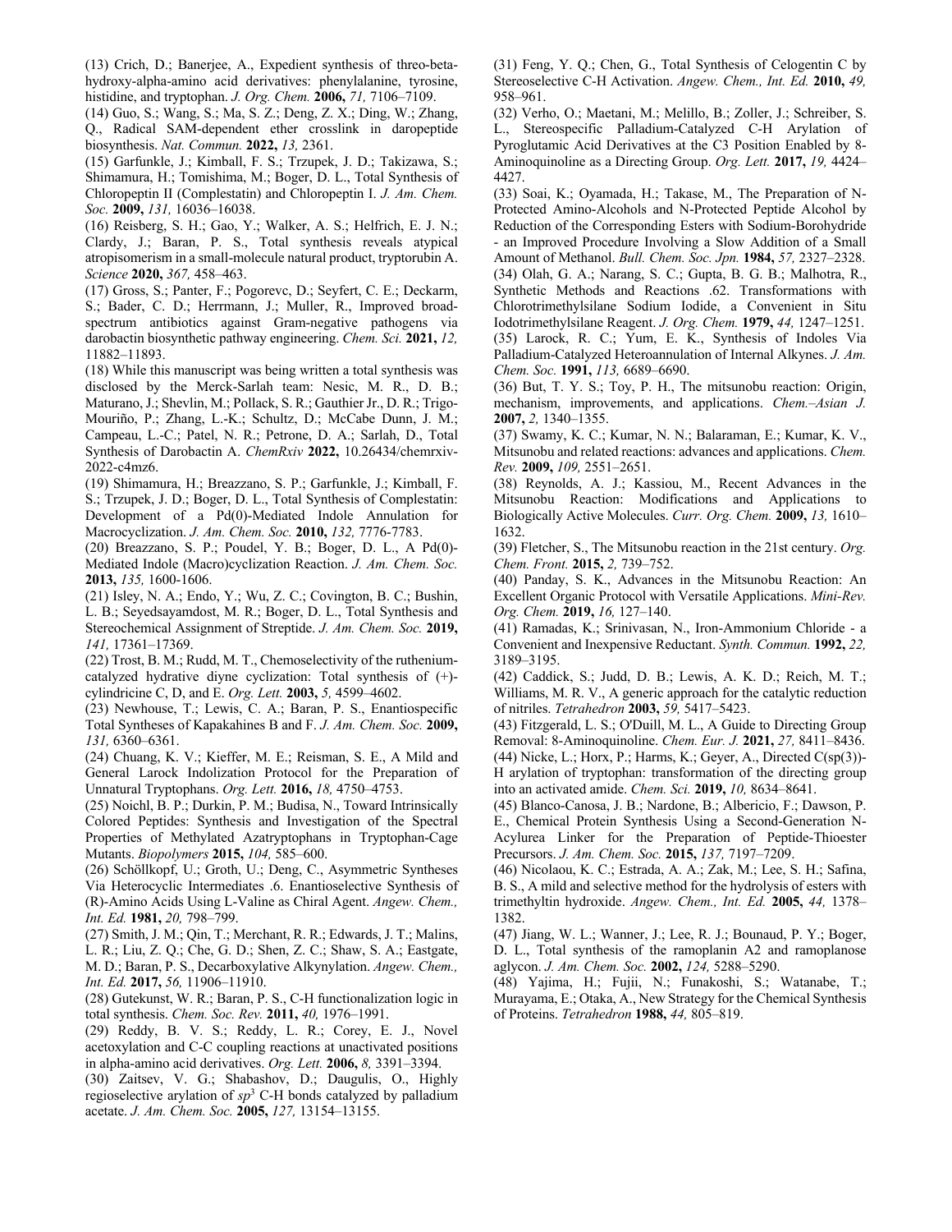(13) Crich, D.; Banerjee, A., Expedient synthesis of threo-beta-hydroxy-alpha-amino acid derivatives: phenylalanine, tyrosine, histidine, and tryptophan. *J. Org. Chem.* **2006,** *71,* 7106–7109.

(14) Guo, S.; Wang, S.; Ma, S. Z.; Deng, Z. X.; Ding, W.; Zhang, Q., Radical SAM-dependent ether crosslink in daropeptide biosynthesis. *Nat. Commun.* **2022,** *13,* 2361.

(15) Garfunkle, J.; Kimball, F. S.; Trzupek, J. D.; Takizawa, S.; Shimamura, H.; Tomishima, M.; Boger, D. L., Total Synthesis of Chloropeptin II (Complestatin) and Chloropeptin I. *J. Am. Chem. Soc.* **2009,** *131,* 16036–16038.

(16) Reisberg, S. H.; Gao, Y.; Walker, A. S.; Helfrich, E. J. N.; Clardy, J.; Baran, P. S., Total synthesis reveals atypical atropisomerism in a small-molecule natural product, tryptorubin A. *Science* **2020,** *367,* 458–463.

(17) Gross, S.; Panter, F.; Pogorevc, D.; Seyfert, C. E.; Deckarm, S.; Bader, C. D.; Herrmann, J.; Muller, R., Improved broad-spectrum antibiotics against Gram-negative pathogens via darobactin biosynthetic pathway engineering. *Chem. Sci.* **2021,** *12,* 11882–11893.

(18) While this manuscript was being written a total synthesis was disclosed by the Merck-Sarlah team: Nesic, M. R., D. B.; Maturano, J.; Shevlin, M.; Pollack, S. R.; Gauthier Jr., D. R.; Trigo-Mouriño, P.; Zhang, L.-K.; Schultz, D.; McCabe Dunn, J. M.; Campeau, L.-C.; Patel, N. R.; Petrone, D. A.; Sarlah, D., Total Synthesis of Darobactin A. *ChemRxiv* **2022,** 10.26434/chemrxiv-2022-c4mz6.

(19) Shimamura, H.; Breazzano, S. P.; Garfunkle, J.; Kimball, F. S.; Trzupek, J. D.; Boger, D. L., Total Synthesis of Complestatin: Development of a Pd(0)-Mediated Indole Annulation for Macrocyclization. *J. Am. Chem. Soc.* **2010,** *132,* 7776-7783.

(20) Breazzano, S. P.; Poudel, Y. B.; Boger, D. L., A Pd(0)-Mediated Indole (Macro)cyclization Reaction. *J. Am. Chem. Soc.* **2013,** *135,* 1600-1606.

(21) Isley, N. A.; Endo, Y.; Wu, Z. C.; Covington, B. C.; Bushin, L. B.; Seyedsayamdost, M. R.; Boger, D. L., Total Synthesis and Stereochemical Assignment of Streptide. *J. Am. Chem. Soc.* **2019,** *141,* 17361–17369.

(22) Trost, B. M.; Rudd, M. T., Chemoselectivity of the ruthenium-catalyzed hydrative diyne cyclization: Total synthesis of (+)-cylindricine C, D, and E. *Org. Lett.* **2003,** *5,* 4599–4602.

(23) Newhouse, T.; Lewis, C. A.; Baran, P. S., Enantiospecific Total Syntheses of Kapakahines B and F. *J. Am. Chem. Soc.* **2009,** *131,* 6360–6361.

(24) Chuang, K. V.; Kieffer, M. E.; Reisman, S. E., A Mild and General Larock Indolization Protocol for the Preparation of Unnatural Tryptophans. *Org. Lett.* **2016,** *18,* 4750–4753.

(25) Noichl, B. P.; Durkin, P. M.; Budisa, N., Toward Intrinsically Colored Peptides: Synthesis and Investigation of the Spectral Properties of Methylated Azatryptophans in Tryptophan-Cage Mutants. *Biopolymers* **2015,** *104,* 585–600.

(26) Schöllkopf, U.; Groth, U.; Deng, C., Asymmetric Syntheses Via Heterocyclic Intermediates .6. Enantioselective Synthesis of (R)-Amino Acids Using L-Valine as Chiral Agent. *Angew. Chem., Int. Ed.* **1981,** *20,* 798–799.

(27) Smith, J. M.; Qin, T.; Merchant, R. R.; Edwards, J. T.; Malins, L. R.; Liu, Z. Q.; Che, G. D.; Shen, Z. C.; Shaw, S. A.; Eastgate, M. D.; Baran, P. S., Decarboxylative Alkynylation. *Angew. Chem., Int. Ed.* **2017,** *56,* 11906–11910.

(28) Gutekunst, W. R.; Baran, P. S., C-H functionalization logic in total synthesis. *Chem. Soc. Rev.* **2011,** *40,* 1976–1991.

(29) Reddy, B. V. S.; Reddy, L. R.; Corey, E. J., Novel acetoxylation and C-C coupling reactions at unactivated positions in alpha-amino acid derivatives. *Org. Lett.* **2006,** *8,* 3391–3394.

(30) Zaitsev, V. G.; Shabashov, D.; Daugulis, O., Highly regioselective arylation of $sp^3$ C-H bonds catalyzed by palladium acetate. *J. Am. Chem. Soc.* **2005,** *127,* 13154–13155.

(31) Feng, Y. Q.; Chen, G., Total Synthesis of Celogentin C by Stereoselective C-H Activation. *Angew. Chem., Int. Ed.* **2010,** *49,* 958–961.

(32) Verho, O.; Maetani, M.; Melillo, B.; Zoller, J.; Schreiber, S. L., Stereospecific Palladium-Catalyzed C-H Arylation of Pyroglutamic Acid Derivatives at the C3 Position Enabled by 8-Aminoquinoline as a Directing Group. *Org. Lett.* **2017,** *19,* 4424–4427.

(33) Soai, K.; Oyamada, H.; Takase, M., The Preparation of N-Protected Amino-Alcohols and N-Protected Peptide Alcohol by Reduction of the Corresponding Esters with Sodium-Borohydride - an Improved Procedure Involving a Slow Addition of a Small Amount of Methanol. *Bull. Chem. Soc. Jpn.* **1984,** *57,* 2327–2328.

(34) Olah, G. A.; Narang, S. C.; Gupta, B. G. B.; Malhotra, R., Synthetic Methods and Reactions .62. Transformations with Chlorotrimethylsilane Sodium Iodide, a Convenient in Situ Iodotrimethylsilane Reagent. *J. Org. Chem.* **1979,** *44,* 1247–1251.

(35) Larock, R. C.; Yum, E. K., Synthesis of Indoles Via Palladium-Catalyzed Heteroannulation of Internal Alkynes. *J. Am. Chem. Soc.* **1991,** *113,* 6689–6690.

(36) But, T. Y. S.; Toy, P. H., The mitsunobu reaction: Origin, mechanism, improvements, and applications. *Chem.–Asian J.* **2007,** *2,* 1340–1355.

(37) Swamy, K. C.; Kumar, N. N.; Balaraman, E.; Kumar, K. V., Mitsunobu and related reactions: advances and applications. *Chem. Rev.* **2009,** *109,* 2551–2651.

(38) Reynolds, A. J.; Kassiou, M., Recent Advances in the Mitsunobu Reaction: Modifications and Applications to Biologically Active Molecules. *Curr. Org. Chem.* **2009,** *13,* 1610–1632.

(39) Fletcher, S., The Mitsunobu reaction in the 21st century. *Org. Chem. Front.* **2015,** *2,* 739–752.

(40) Panday, S. K., Advances in the Mitsunobu Reaction: An Excellent Organic Protocol with Versatile Applications. *Mini-Rev. Org. Chem.* **2019,** *16,* 127–140.

(41) Ramadas, K.; Srinivasan, N., Iron-Ammonium Chloride - a Convenient and Inexpensive Reductant. *Synth. Commun.* **1992,** *22,* 3189–3195.

(42) Caddick, S.; Judd, D. B.; Lewis, A. K. D.; Reich, M. T.; Williams, M. R. V., A generic approach for the catalytic reduction of nitriles. *Tetrahedron* **2003,** *59,* 5417–5423.

(43) Fitzgerald, L. S.; O'Duill, M. L., A Guide to Directing Group Removal: 8-Aminoquinoline. *Chem. Eur. J.* **2021,** *27,* 8411–8436.

(44) Nicke, L.; Horx, P.; Harms, K.; Geyer, A., Directed C(sp(3))-H arylation of tryptophan: transformation of the directing group into an activated amide. *Chem. Sci.* **2019,** *10,* 8634–8641.

(45) Blanco-Canosa, J. B.; Nardone, B.; Albericio, F.; Dawson, P. E., Chemical Protein Synthesis Using a Second-Generation N-Acylurea Linker for the Preparation of Peptide-Thioester Precursors. *J. Am. Chem. Soc.* **2015,** *137,* 7197–7209.

(46) Nicolaou, K. C.; Estrada, A. A.; Zak, M.; Lee, S. H.; Safina, B. S., A mild and selective method for the hydrolysis of esters with trimethyltin hydroxide. *Angew. Chem., Int. Ed.* **2005,** *44,* 1378–1382.

(47) Jiang, W. L.; Wanner, J.; Lee, R. J.; Bounaud, P. Y.; Boger, D. L., Total synthesis of the ramoplanin A2 and ramoplanose aglycon. *J. Am. Chem. Soc.* **2002,** *124,* 5288–5290.

(48) Yajima, H.; Fujii, N.; Funakoshi, S.; Watanabe, T.; Murayama, E.; Otaka, A., New Strategy for the Chemical Synthesis of Proteins. *Tetrahedron* **1988,** *44,* 805–819.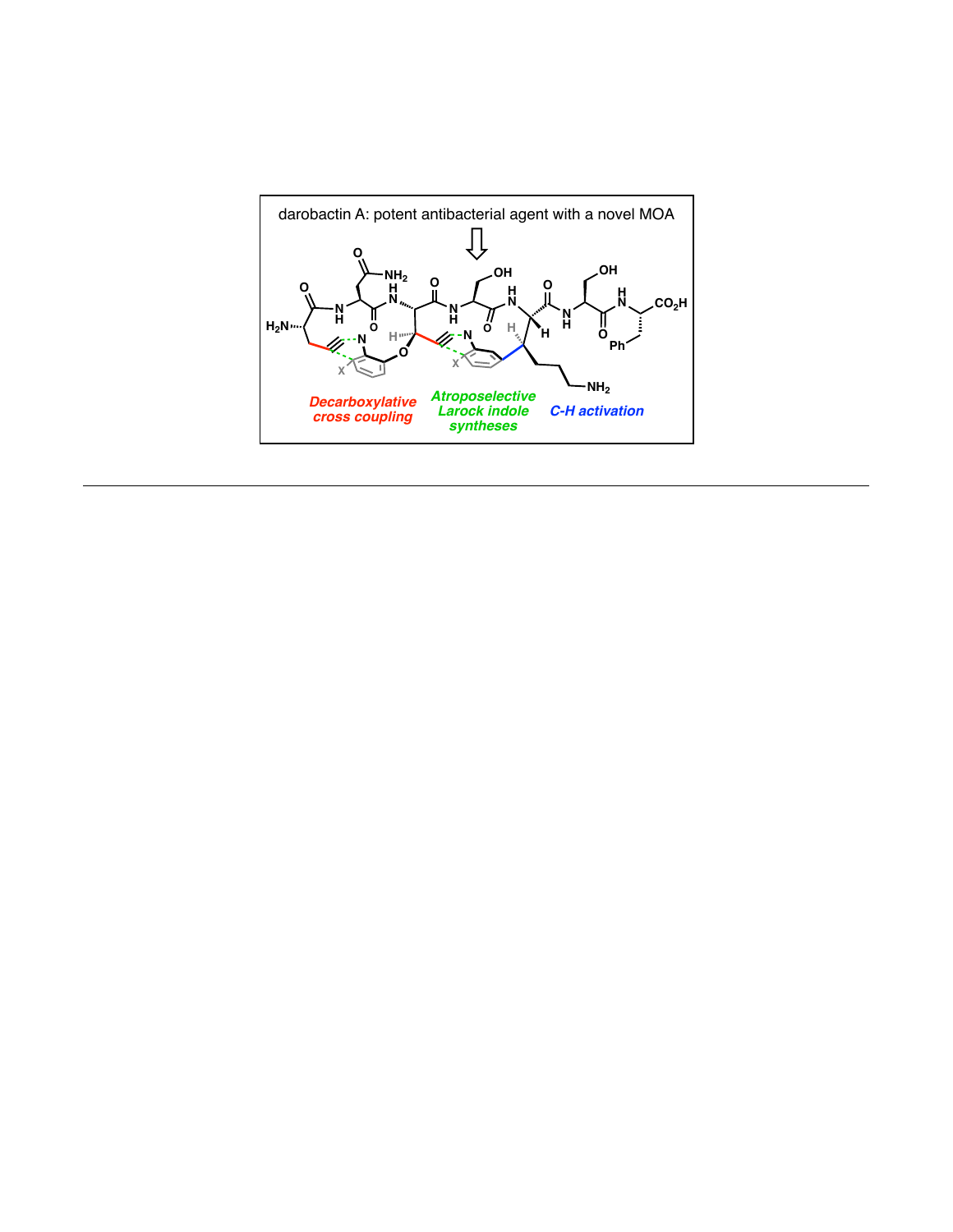darobactin A: potent antibacterial agent with a novel MOA

Decarboxylative cross coupling

Atroposelective Larock indole syntheses

C-H activation